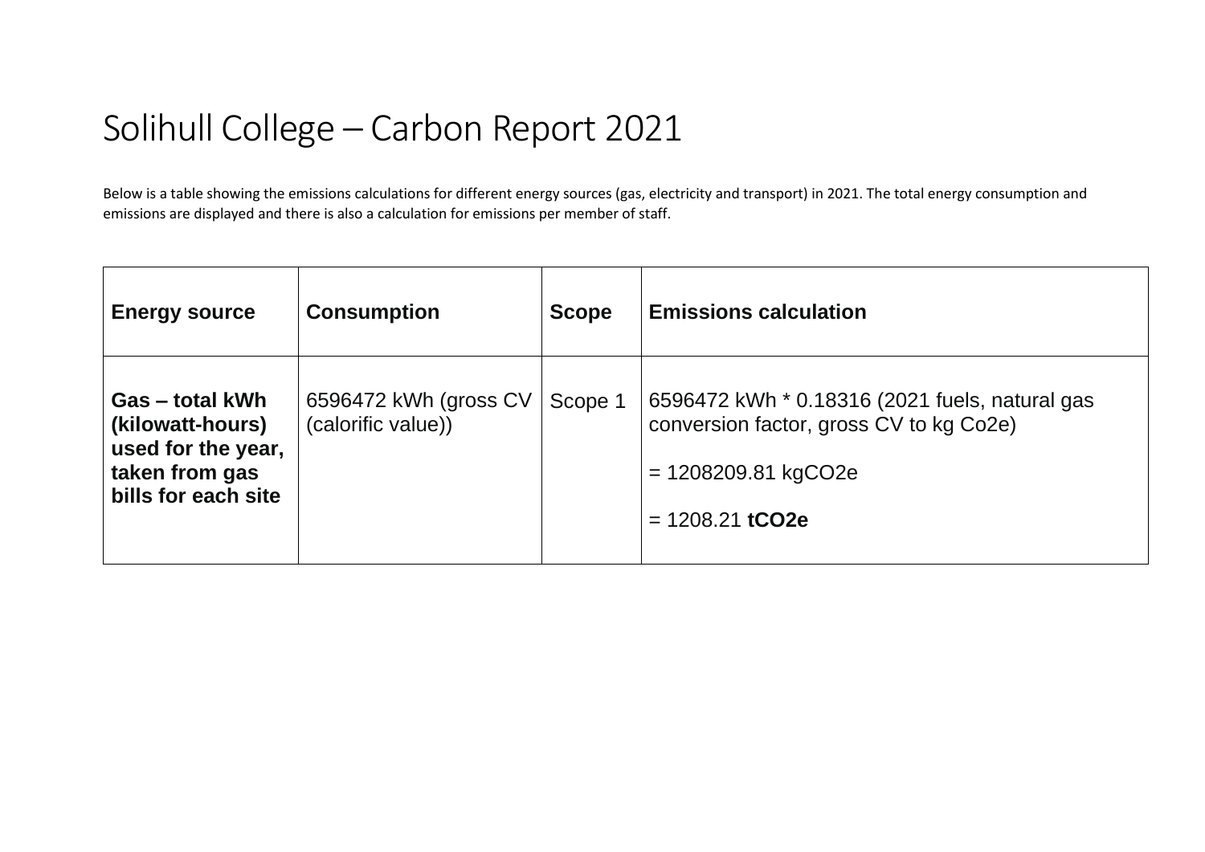# Solihull College – Carbon Report 2021

Below is a table showing the emissions calculations for different energy sources (gas, electricity and transport) in 2021. The total energy consumption and emissions are displayed and there is also a calculation for emissions per member of staff.

| **Energy source** | **Consumption** | **Scope** | **Emissions calculation** |
|---|---|---|---|
| **Gas – total kWh (kilowatt-hours) used for the year, taken from gas bills for each site** | 6596472 kWh (gross CV (calorific value)) | Scope 1 | 6596472 kWh * 0.18316 (2021 fuels, natural gas conversion factor, gross CV to kg Co2e)<br><br>= 1208209.81 kgCO2e<br><br>= 1208.21 **tCO2e** |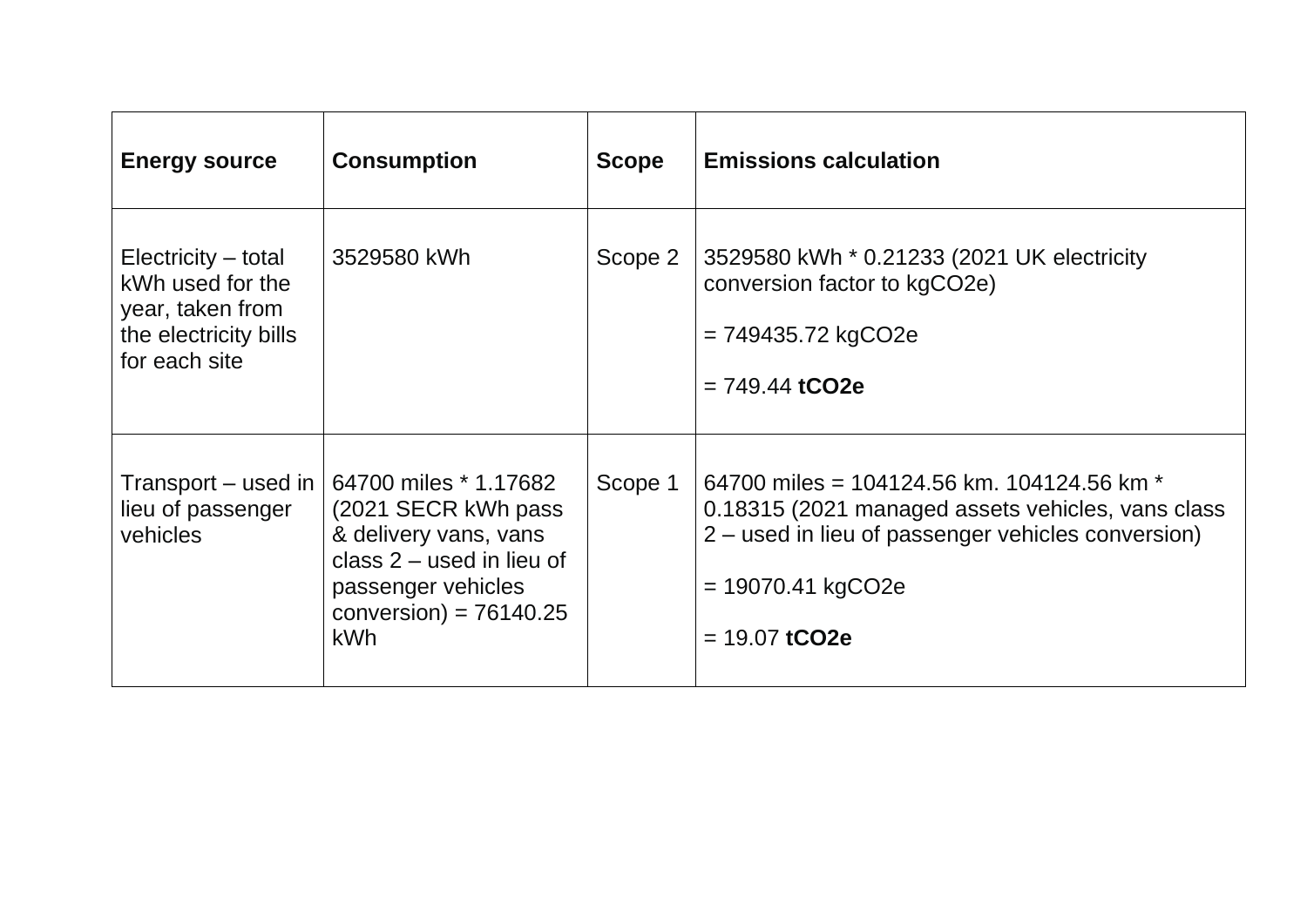| **Energy source** | **Consumption** | **Scope** | **Emissions calculation** |
|---|---|---|---|
| Electricity – total kWh used for the year, taken from the electricity bills for each site | 3529580 kWh | Scope 2 | 3529580 kWh * 0.21233 (2021 UK electricity conversion factor to kgCO2e)<br><br>= 749435.72 kgCO2e<br><br>= 749.44 **tCO2e** |
| Transport – used in lieu of passenger vehicles | 64700 miles * 1.17682 (2021 SECR kWh pass & delivery vans, vans class 2 – used in lieu of passenger vehicles conversion) = 76140.25 kWh | Scope 1 | 64700 miles = 104124.56 km. 104124.56 km * 0.18315 (2021 managed assets vehicles, vans class 2 – used in lieu of passenger vehicles conversion)<br><br>= 19070.41 kgCO2e<br><br>= 19.07 **tCO2e** |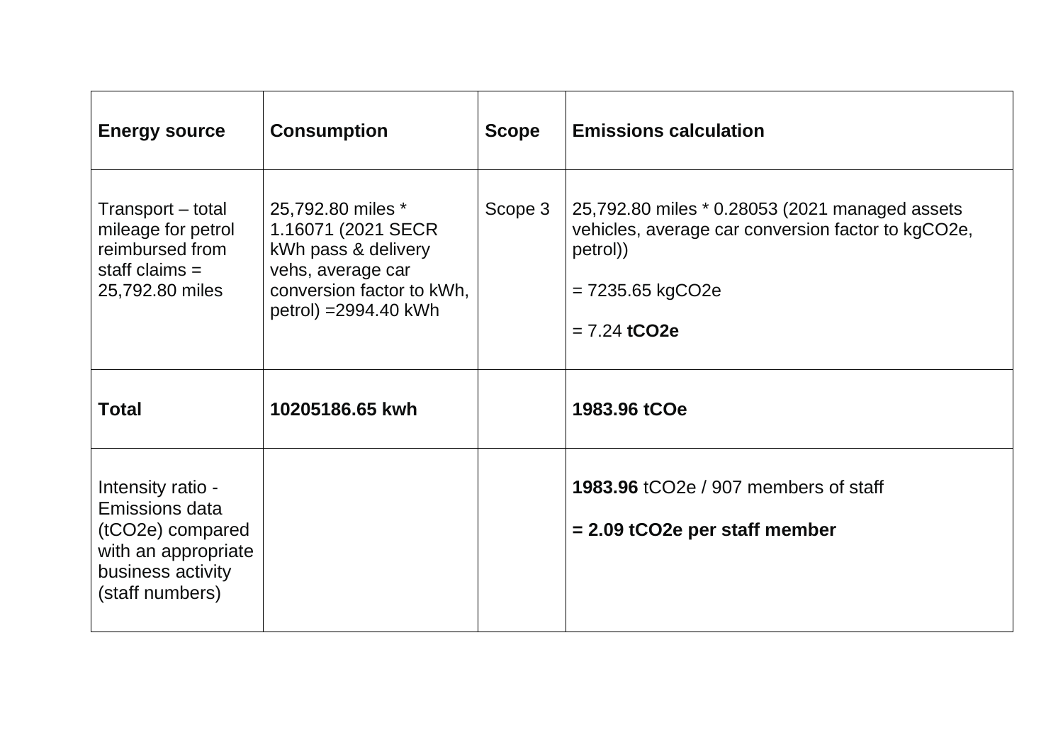| Energy source | Consumption | Scope | Emissions calculation |
|---|---|---|---|
| Transport – total mileage for petrol reimbursed from staff claims = 25,792.80 miles | 25,792.80 miles * 1.16071 (2021 SECR kWh pass & delivery vehs, average car conversion factor to kWh, petrol) =2994.40 kWh | Scope 3 | 25,792.80 miles * 0.28053 (2021 managed assets vehicles, average car conversion factor to kgCO2e, petrol)) <br><br> = 7235.65 kgCO2e <br><br> = 7.24 **tCO2e** |
| **Total** | **10205186.65 kwh** | | **1983.96 tCOe** |
| Intensity ratio - Emissions data (tCO2e) compared with an appropriate business activity (staff numbers) | | | **1983.96** tCO2e / 907 members of staff <br><br> **= 2.09 tCO2e per staff member** |